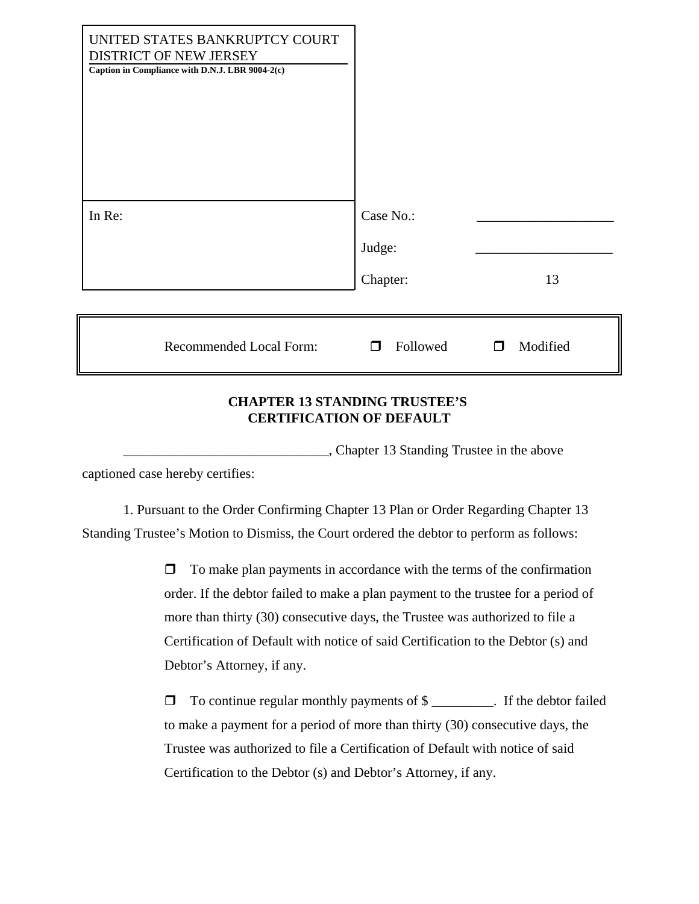UNITED STATES BANKRUPTCY COURT
DISTRICT OF NEW JERSEY
**Caption in Compliance with D.N.J. LBR 9004-2(c)**

| In Re: | Case No.: | ____________________ |
| --- | --- | --- |
| | Judge: | ____________________ |
| | Chapter: | 13 |

Recommended Local Form: ☐ Followed ☐ Modified

**CHAPTER 13 STANDING TRUSTEE'S CERTIFICATION OF DEFAULT**

______________________________, Chapter 13 Standing Trustee in the above captioned case hereby certifies:

1. Pursuant to the Order Confirming Chapter 13 Plan or Order Regarding Chapter 13 Standing Trustee's Motion to Dismiss, the Court ordered the debtor to perform as follows:

☐ To make plan payments in accordance with the terms of the confirmation order. If the debtor failed to make a plan payment to the trustee for a period of more than thirty (30) consecutive days, the Trustee was authorized to file a Certification of Default with notice of said Certification to the Debtor (s) and Debtor's Attorney, if any.

☐ To continue regular monthly payments of $ _________. If the debtor failed to make a payment for a period of more than thirty (30) consecutive days, the Trustee was authorized to file a Certification of Default with notice of said Certification to the Debtor (s) and Debtor's Attorney, if any.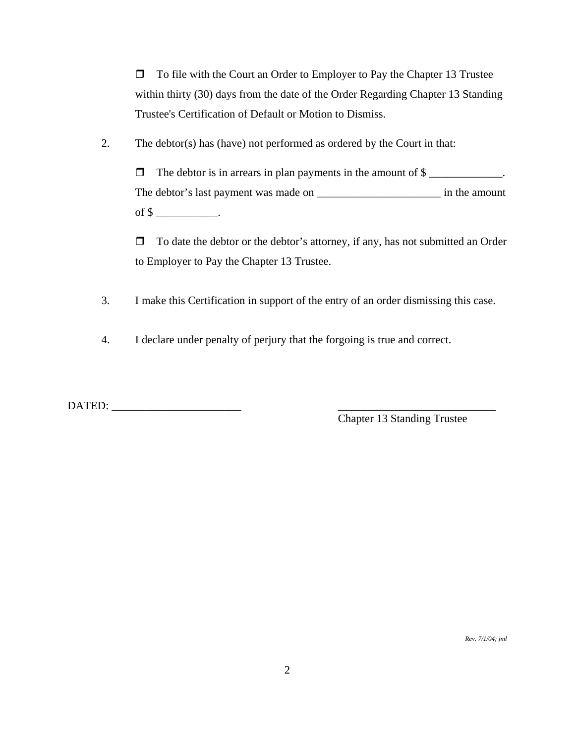☐ To file with the Court an Order to Employer to Pay the Chapter 13 Trustee within thirty (30) days from the date of the Order Regarding Chapter 13 Standing Trustee's Certification of Default or Motion to Dismiss.

2. The debtor(s) has (have) not performed as ordered by the Court in that:

   ☐ The debtor is in arrears in plan payments in the amount of $ _____________. The debtor's last payment was made on ______________________ in the amount of $ ___________.

   ☐ To date the debtor or the debtor's attorney, if any, has not submitted an Order to Employer to Pay the Chapter 13 Trustee.

3. I make this Certification in support of the entry of an order dismissing this case.

4. I declare under penalty of perjury that the forgoing is true and correct.

DATED: _______________________ ____________________________
Chapter 13 Standing Trustee

*Rev. 7/1/04; jml*